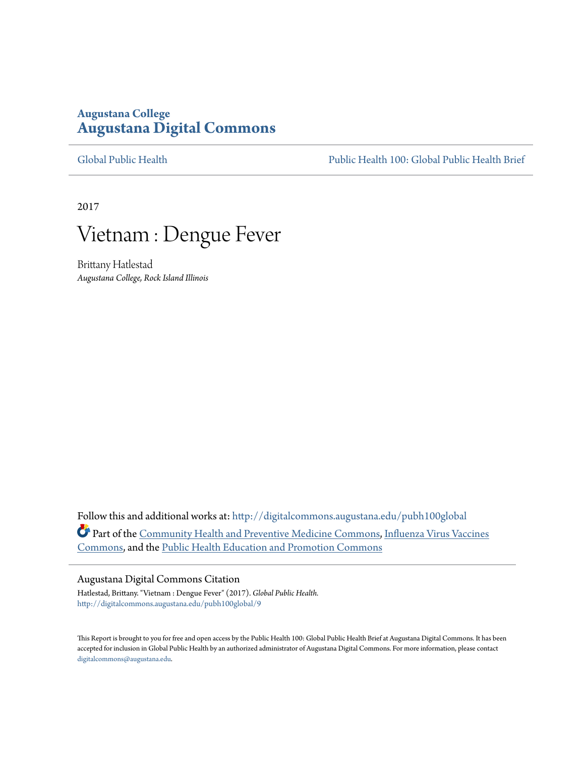Augustana College

# Augustana Digital Commons

Global Public Health | Public Health 100: Global Public Health Brief

2017

# Vietnam : Dengue Fever

Brittany Hatlestad

*Augustana College, Rock Island Illinois*

Follow this and additional works at: http://digitalcommons.augustana.edu/pubh100global

Part of the Community Health and Preventive Medicine Commons, Influenza Virus Vaccines Commons, and the Public Health Education and Promotion Commons

## Augustana Digital Commons Citation

Hatlestad, Brittany. "Vietnam : Dengue Fever" (2017). *Global Public Health.*
http://digitalcommons.augustana.edu/pubh100global/9

This Report is brought to you for free and open access by the Public Health 100: Global Public Health Brief at Augustana Digital Commons. It has been accepted for inclusion in Global Public Health by an authorized administrator of Augustana Digital Commons. For more information, please contact digitalcommons@augustana.edu.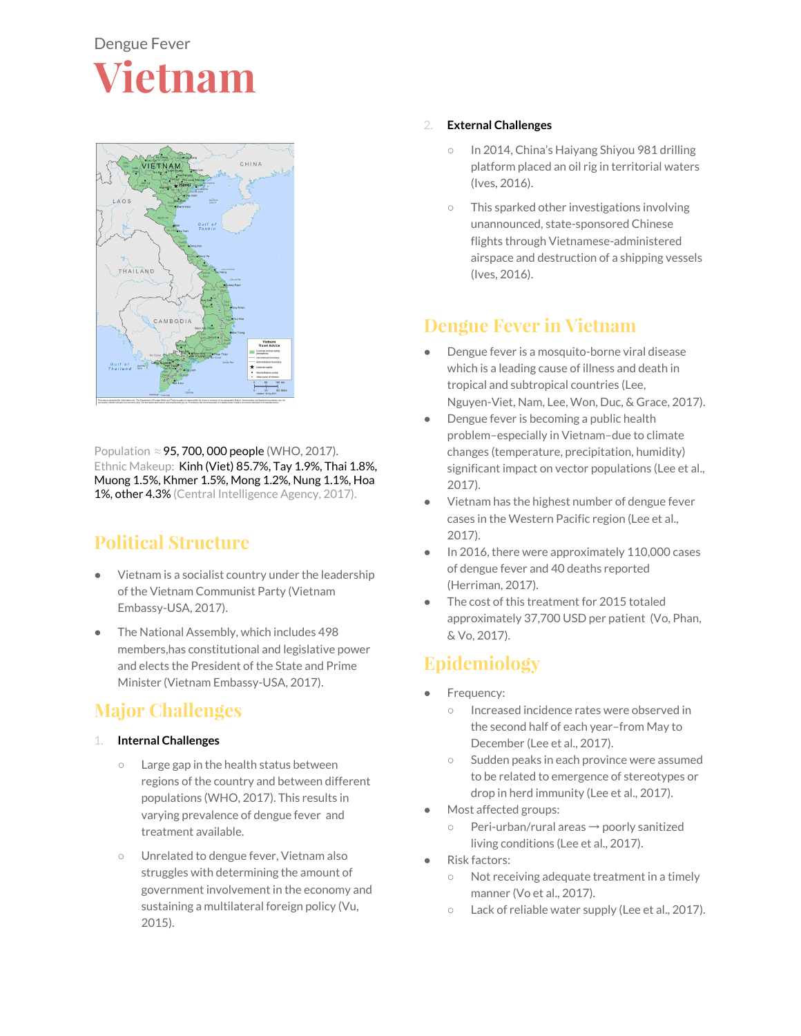Dengue Fever

# Vietnam

Population ≈ 95, 700, 000 people (WHO, 2017).
Ethnic Makeup: Kinh (Viet) 85.7%, Tay 1.9%, Thai 1.8%, Muong 1.5%, Khmer 1.5%, Mong 1.2%, Nung 1.1%, Hoa 1%, other 4.3% (Central Intelligence Agency, 2017).

## Political Structure

- Vietnam is a socialist country under the leadership of the Vietnam Communist Party (Vietnam Embassy-USA, 2017).
- The National Assembly, which includes 498 members,has constitutional and legislative power and elects the President of the State and Prime Minister (Vietnam Embassy-USA, 2017).

## Major Challenges

1. **Internal Challenges**
   - Large gap in the health status between regions of the country and between different populations (WHO, 2017). This results in varying prevalence of dengue fever and treatment available.
   - Unrelated to dengue fever, Vietnam also struggles with determining the amount of government involvement in the economy and sustaining a multilateral foreign policy (Vu, 2015).
2. **External Challenges**
   - In 2014, China's Haiyang Shiyou 981 drilling platform placed an oil rig in territorial waters (Ives, 2016).
   - This sparked other investigations involving unannounced, state-sponsored Chinese flights through Vietnamese-administered airspace and destruction of a shipping vessels (Ives, 2016).

## Dengue Fever in Vietnam

- Dengue fever is a mosquito-borne viral disease which is a leading cause of illness and death in tropical and subtropical countries (Lee, Nguyen-Viet, Nam, Lee, Won, Duc, & Grace, 2017).
- Dengue fever is becoming a public health problem–especially in Vietnam–due to climate changes (temperature, precipitation, humidity) significant impact on vector populations (Lee et al., 2017).
- Vietnam has the highest number of dengue fever cases in the Western Pacific region (Lee et al., 2017).
- In 2016, there were approximately 110,000 cases of dengue fever and 40 deaths reported (Herriman, 2017).
- The cost of this treatment for 2015 totaled approximately 37,700 USD per patient (Vo, Phan, & Vo, 2017).

## Epidemiology

- Frequency:
  - Increased incidence rates were observed in the second half of each year–from May to December (Lee et al., 2017).
  - Sudden peaks in each province were assumed to be related to emergence of stereotypes or drop in herd immunity (Lee et al., 2017).
- Most affected groups:
  - Peri-urban/rural areas ⟶ poorly sanitized living conditions (Lee et al., 2017).
- Risk factors:
  - Not receiving adequate treatment in a timely manner (Vo et al., 2017).
  - Lack of reliable water supply (Lee et al., 2017).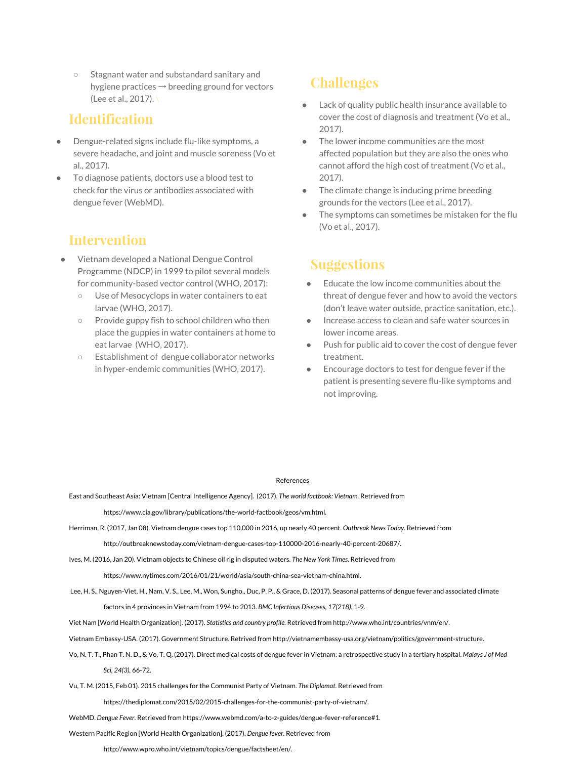- Stagnant water and substandard sanitary and hygiene practices ⟶ breeding ground for vectors (Lee et al., 2017).

## Identification

- Dengue-related signs include flu-like symptoms, a severe headache, and joint and muscle soreness (Vo et al., 2017).
- To diagnose patients, doctors use a blood test to check for the virus or antibodies associated with dengue fever (WebMD).

## Intervention

- Vietnam developed a National Dengue Control Programme (NDCP) in 1999 to pilot several models for community-based vector control (WHO, 2017):
  - Use of Mesocyclops in water containers to eat larvae (WHO, 2017).
  - Provide guppy fish to school children who then place the guppies in water containers at home to eat larvae (WHO, 2017).
  - Establishment of dengue collaborator networks in hyper-endemic communities (WHO, 2017).

## Challenges

- Lack of quality public health insurance available to cover the cost of diagnosis and treatment (Vo et al., 2017).
- The lower income communities are the most affected population but they are also the ones who cannot afford the high cost of treatment (Vo et al., 2017).
- The climate change is inducing prime breeding grounds for the vectors (Lee et al., 2017).
- The symptoms can sometimes be mistaken for the flu (Vo et al., 2017).

## Suggestions

- Educate the low income communities about the threat of dengue fever and how to avoid the vectors (don't leave water outside, practice sanitation, etc.).
- Increase access to clean and safe water sources in lower income areas.
- Push for public aid to cover the cost of dengue fever treatment.
- Encourage doctors to test for dengue fever if the patient is presenting severe flu-like symptoms and not improving.

References

East and Southeast Asia: Vietnam [Central Intelligence Agency]. (2017). *The world factbook: Vietnam.* Retrieved from https://www.cia.gov/library/publications/the-world-factbook/geos/vm.html.

Herriman, R. (2017, Jan 08). Vietnam dengue cases top 110,000 in 2016, up nearly 40 percent. *Outbreak News Today.* Retrieved from http://outbreaknewstoday.com/vietnam-dengue-cases-top-110000-2016-nearly-40-percent-20687/.

Ives, M. (2016, Jan 20). Vietnam objects to Chinese oil rig in disputed waters. *The New York Times.* Retrieved from https://www.nytimes.com/2016/01/21/world/asia/south-china-sea-vietnam-china.html.

Lee, H. S., Nguyen-Viet, H., Nam, V. S., Lee, M., Won, Sungho., Duc, P. P., & Grace, D. (2017). Seasonal patterns of dengue fever and associated climate factors in 4 provinces in Vietnam from 1994 to 2013. *BMC Infectious Diseases, 17(218),* 1-9.

Viet Nam [World Health Organization]. (2017). *Statistics and country profile.* Retrieved from http://www.who.int/countries/vnm/en/.

Vietnam Embassy-USA. (2017). Government Structure. Retrived from http://vietnamembassy-usa.org/vietnam/politics/government-structure.

Vo, N. T. T., Phan T. N. D., & Vo, T. Q. (2017). Direct medical costs of dengue fever in Vietnam: a retrospective study in a tertiary hospital. *Malays J of Med Sci, 24(3),* 66-72.

Vu, T. M. (2015, Feb 01). 2015 challenges for the Communist Party of Vietnam. *The Diplomat.* Retrieved from https://thediplomat.com/2015/02/2015-challenges-for-the-communist-party-of-vietnam/.

WebMD. *Dengue Fever.* Retrieved from https://www.webmd.com/a-to-z-guides/dengue-fever-reference#1.

Western Pacific Region [World Health Organization]. (2017). *Dengue fever.* Retrieved from http://www.wpro.who.int/vietnam/topics/dengue/factsheet/en/.